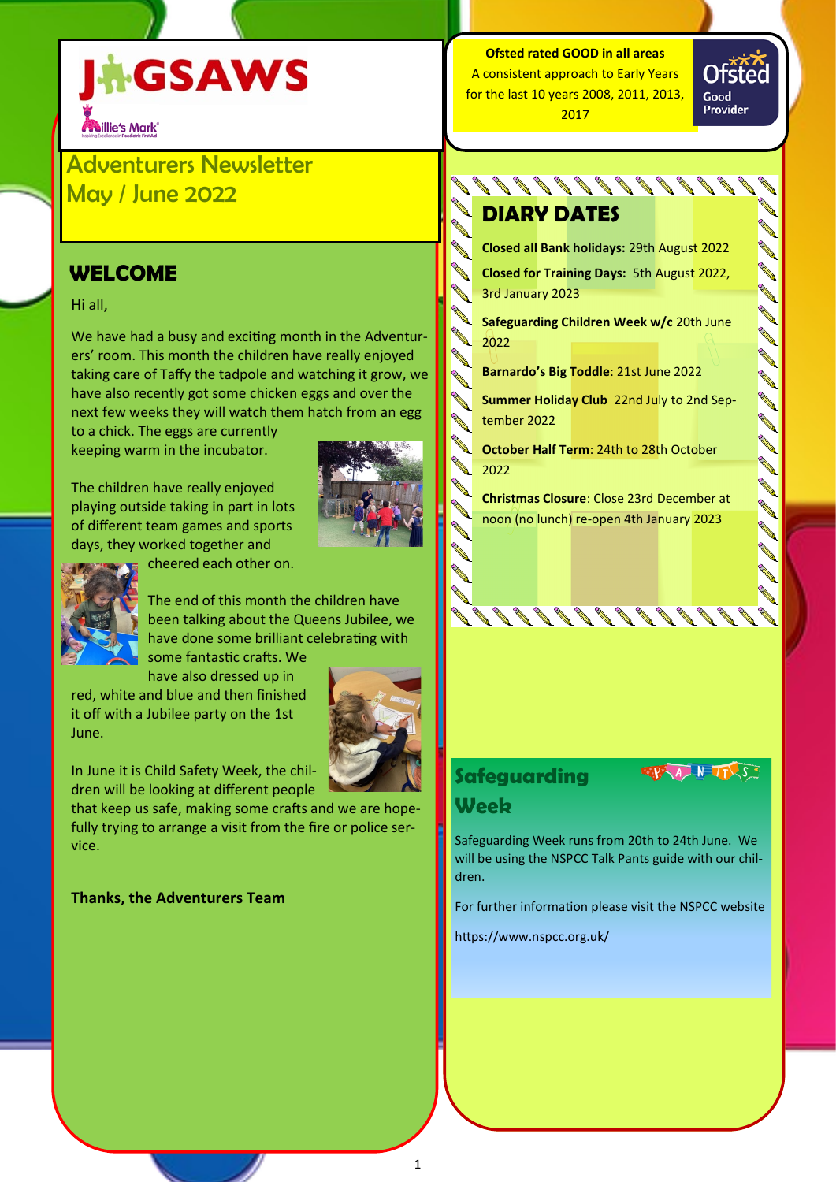JIGSAWS

Millie's Mark

# Adventurers Newsletter
May / June 2022

## WELCOME

Hi all,

We have had a busy and exciting month in the Adventurers' room. This month the children have really enjoyed taking care of Taffy the tadpole and watching it grow, we have also recently got some chicken eggs and over the next few weeks they will watch them hatch from an egg to a chick. The eggs are currently keeping warm in the incubator.

The children have really enjoyed playing outside taking in part in lots of different team games and sports days, they worked together and cheered each other on.

The end of this month the children have been talking about the Queens Jubilee, we have done some brilliant celebrating with some fantastic crafts. We have also dressed up in red, white and blue and then finished it off with a Jubilee party on the 1st June.

In June it is Child Safety Week, the children will be looking at different people that keep us safe, making some crafts and we are hopefully trying to arrange a visit from the fire or police service.

**Thanks, the Adventurers Team**

**Ofsted rated GOOD in all areas**
A consistent approach to Early Years for the last 10 years 2008, 2011, 2013, 2017

Ofsted Good Provider

## DIARY DATES

**Closed all Bank holidays:** 29th August 2022

**Closed for Training Days:** 5th August 2022, 3rd January 2023

**Safeguarding Children Week w/c** 20th June 2022

**Barnardo's Big Toddle**: 21st June 2022

**Summer Holiday Club** 22nd July to 2nd September 2022

**October Half Term**: 24th to 28th October 2022

**Christmas Closure**: Close 23rd December at noon (no lunch) re-open 4th January 2023

## Safeguarding Week

PANTS

Safeguarding Week runs from 20th to 24th June. We will be using the NSPCC Talk Pants guide with our children.

For further information please visit the NSPCC website

https://www.nspcc.org.uk/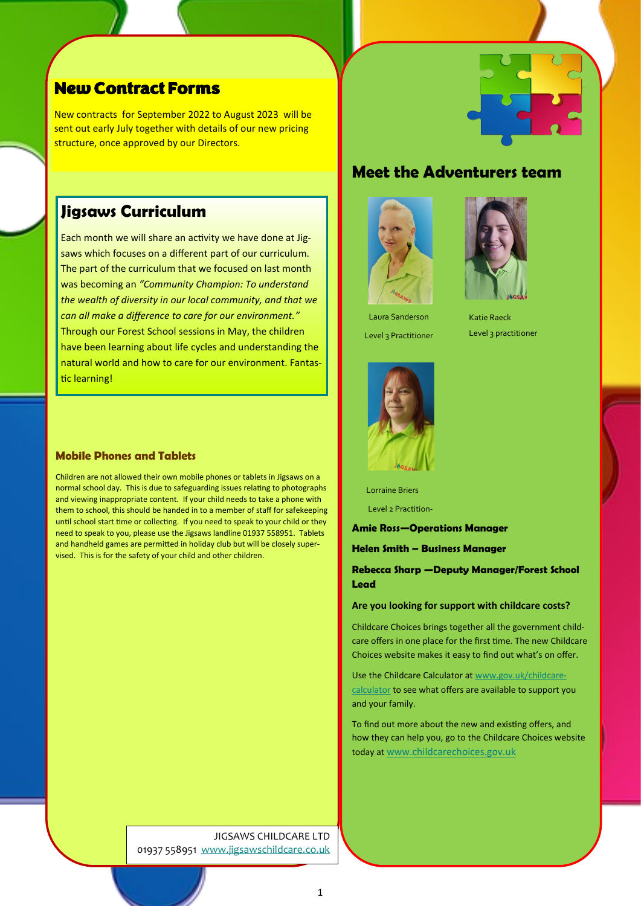## New Contract Forms

New contracts for September 2022 to August 2023 will be sent out early July together with details of our new pricing structure, once approved by our Directors.

## Jigsaws Curriculum

Each month we will share an activity we have done at Jigsaws which focuses on a different part of our curriculum. The part of the curriculum that we focused on last month was becoming an *"Community Champion: To understand the wealth of diversity in our local community, and that we can all make a difference to care for our environment."* Through our Forest School sessions in May, the children have been learning about life cycles and understanding the natural world and how to care for our environment. Fantastic learning!

### Mobile Phones and Tablets

Children are not allowed their own mobile phones or tablets in Jigsaws on a normal school day. This is due to safeguarding issues relating to photographs and viewing inappropriate content. If your child needs to take a phone with them to school, this should be handed in to a member of staff for safekeeping until school start time or collecting. If you need to speak to your child or they need to speak to you, please use the Jigsaws landline 01937 558951. Tablets and handheld games are permitted in holiday club but will be closely supervised. This is for the safety of your child and other children.

JIGSAWS CHILDCARE LTD
01937 558951 www.jigsawschildcare.co.uk

## Meet the Adventurers team

Laura Sanderson
Level 3 Practitioner

Katie Raeck
Level 3 practitioner

Lorraine Briers
Level 2 Practition-

**Amie Ross—Operations Manager**

**Helen Smith – Business Manager**

**Rebecca Sharp —Deputy Manager/Forest School Lead**

**Are you looking for support with childcare costs?**

Childcare Choices brings together all the government childcare offers in one place for the first time. The new Childcare Choices website makes it easy to find out what's on offer.

Use the Childcare Calculator at www.gov.uk/childcare-calculator to see what offers are available to support you and your family.

To find out more about the new and existing offers, and how they can help you, go to the Childcare Choices website today at www.childcarechoices.gov.uk